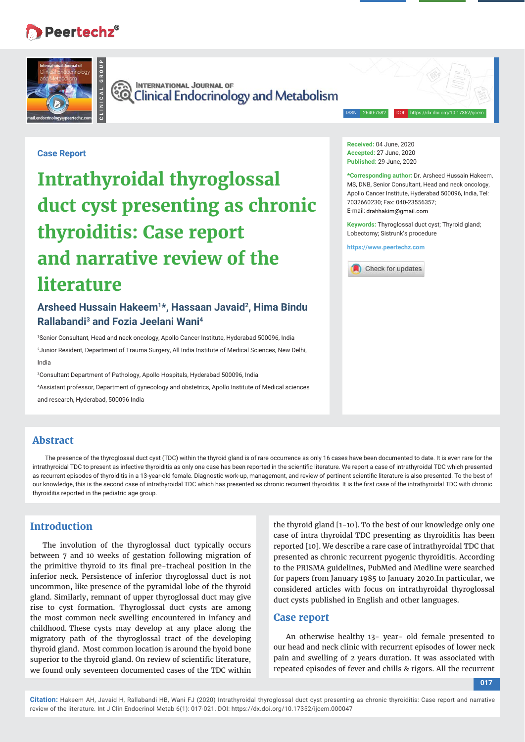Case Report

# Intrathyroidal thyroglossal duct cyst presenting as chronic thyroiditis: Case report and narrative review of the literature

**Arsheed Hussain Hakeem[1]*, Hassaan Javaid[2], Hima Bindu Rallabandi[3] and Fozia Jeelani Wani[4]**

[1]Senior Consultant, Head and neck oncology, Apollo Cancer Institute, Hyderabad 500096, India

[2]Junior Resident, Department of Trauma Surgery, All India Institute of Medical Sciences, New Delhi, India

[3]Consultant Department of Pathology, Apollo Hospitals, Hyderabad 500096, India

[4]Assistant professor, Department of gynecology and obstetrics, Apollo Institute of Medical sciences and research, Hyderabad, 500096 India

**Received:** 04 June, 2020
**Accepted:** 27 June, 2020
**Published:** 29 June, 2020

***Corresponding author:** Dr. Arsheed Hussain Hakeem, MS, DNB, Senior Consultant, Head and neck oncology, Apollo Cancer Institute, Hyderabad 500096, India, Tel: 7032660230; Fax: 040-23556357;
E-mail: drahhakim@gmail.com

**Keywords:** Thyroglossal duct cyst; Thyroid gland; Lobectomy; Sistrunk's procedure

https://www.peertechz.com

## Abstract

The presence of the thyroglossal duct cyst (TDC) within the thyroid gland is of rare occurrence as only 16 cases have been documented to date. It is even rare for the intrathyroidal TDC to present as infective thyroiditis as only one case has been reported in the scientific literature. We report a case of intrathyroidal TDC which presented as recurrent episodes of thyroiditis in a 13-year-old female. Diagnostic work-up, management, and review of pertinent scientific literature is also presented. To the best of our knowledge, this is the second case of intrathyroidal TDC which has presented as chronic recurrent thyroiditis. It is the first case of the intrathyroidal TDC with chronic thyroiditis reported in the pediatric age group.

## Introduction

The involution of the thyroglossal duct typically occurs between 7 and 10 weeks of gestation following migration of the primitive thyroid to its final pre-tracheal position in the inferior neck. Persistence of inferior thyroglossal duct is not uncommon, like presence of the pyramidal lobe of the thyroid gland. Similarly, remnant of upper thyroglossal duct may give rise to cyst formation. Thyroglossal duct cysts are among the most common neck swelling encountered in infancy and childhood. These cysts may develop at any place along the migratory path of the thyroglossal tract of the developing thyroid gland. Most common location is around the hyoid bone superior to the thyroid gland. On review of scientific literature, we found only seventeen documented cases of the TDC within the thyroid gland [1-10]. To the best of our knowledge only one case of intra thyroid TDC presenting as thyroiditis has been reported [10]. We describe a rare case of intrathyroidal TDC that presented as chronic recurrent pyogenic thyroiditis. According to the PRISMA guidelines, PubMed and Medline were searched for papers from January 1985 to January 2020.In particular, we considered articles with focus on intrathyroidal thyroglossal duct cysts published in English and other languages.

## Case report

An otherwise healthy 13- year- old female presented to our head and neck clinic with recurrent episodes of lower neck pain and swelling of 2 years duration. It was associated with repeated episodes of fever and chills & rigors. All the recurrent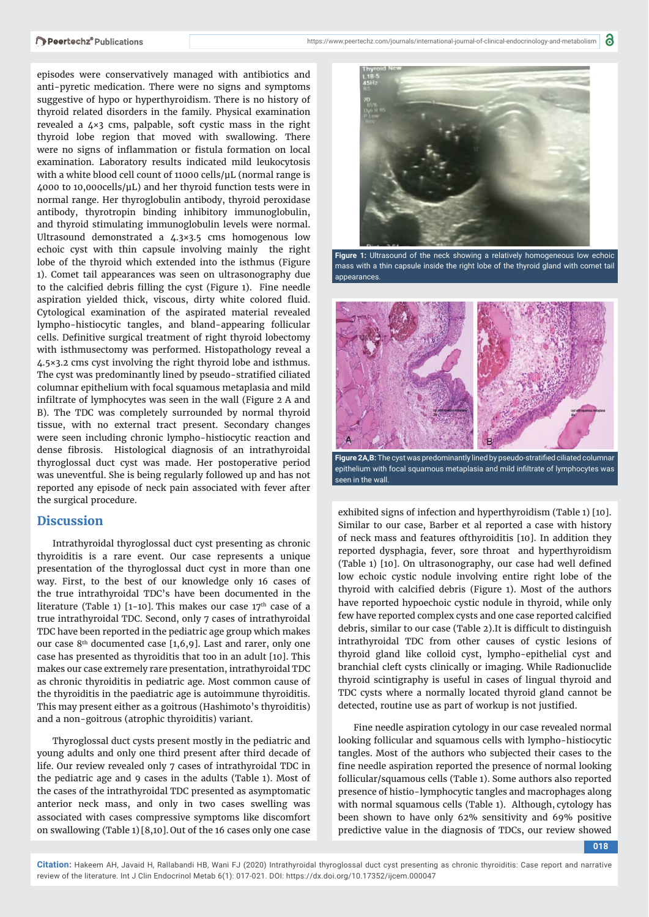episodes were conservatively managed with antibiotics and anti-pyretic medication. There were no signs and symptoms suggestive of hypo or hyperthyroidism. There is no history of thyroid related disorders in the family. Physical examination revealed a 4×3 cms, palpable, soft cystic mass in the right thyroid lobe region that moved with swallowing. There were no signs of inflammation or fistula formation on local examination. Laboratory results indicated mild leukocytosis with a white blood cell count of 11000 cells/μL (normal range is 4000 to 10,000cells/μL) and her thyroid function tests were in normal range. Her thyroglobulin antibody, thyroid peroxidase antibody, thyrotropin binding inhibitory immunoglobulin, and thyroid stimulating immunoglobulin levels were normal. Ultrasound demonstrated a 4.3×3.5 cms homogenous low echoic cyst with thin capsule involving mainly the right lobe of the thyroid which extended into the isthmus (Figure 1). Comet tail appearances was seen on ultrasonography due to the calcified debris filling the cyst (Figure 1). Fine needle aspiration yielded thick, viscous, dirty white colored fluid. Cytological examination of the aspirated material revealed lympho-histiocytic tangles, and bland-appearing follicular cells. Definitive surgical treatment of right thyroid lobectomy with isthmusectomy was performed. Histopathology reveal a 4.5×3.2 cms cyst involving the right thyroid lobe and isthmus. The cyst was predominantly lined by pseudo-stratified ciliated columnar epithelium with focal squamous metaplasia and mild infiltrate of lymphocytes was seen in the wall (Figure 2 A and B). The TDC was completely surrounded by normal thyroid tissue, with no external tract present. Secondary changes were seen including chronic lympho-histiocytic reaction and dense fibrosis. Histological diagnosis of an intrathyroidal thyroglossal duct cyst was made. Her postoperative period was uneventful. She is being regularly followed up and has not reported any episode of neck pain associated with fever after the surgical procedure.

**Figure 1:** Ultrasound of the neck showing a relatively homogeneous low echoic mass with a thin capsule inside the right lobe of the thyroid gland with comet tail appearances.

**Figure 2A,B:** The cyst was predominantly lined by pseudo-stratified ciliated columnar epithelium with focal squamous metaplasia and mild infiltrate of lymphocytes was seen in the wall.

## Discussion

Intrathyroidal thyroglossal duct cyst presenting as chronic thyroiditis is a rare event. Our case represents a unique presentation of the thyroglossal duct cyst in more than one way. First, to the best of our knowledge only 16 cases of the true intrathyroidal TDC's have been documented in the literature (Table 1) [1-10]. This makes our case 17th case of a true intrathyroidal TDC. Second, only 7 cases of intrathyroidal TDC have been reported in the pediatric age group which makes our case 8th documented case [1,6,9]. Last and rarer, only one case has presented as thyroiditis that too in an adult [10]. This makes our case extremely rare presentation, intrathyroidal TDC as chronic thyroiditis in pediatric age. Most common cause of the thyroiditis in the paediatric age is autoimmune thyroiditis. This may present either as a goitrous (Hashimoto's thyroiditis) and a non-goitrous (atrophic thyroiditis) variant.

Thyroglossal duct cysts present mostly in the pediatric and young adults and only one third present after third decade of life. Our review revealed only 7 cases of intrathyroidal TDC in the pediatric age and 9 cases in the adults (Table 1). Most of the cases of the intrathyroidal TDC presented as asymptomatic anterior neck mass, and only in two cases swelling was associated with cases compressive symptoms like discomfort on swallowing (Table 1) [8,10]. Out of the 16 cases only one case exhibited signs of infection and hyperthyroidism (Table 1) [10]. Similar to our case, Barber et al reported a case with history of neck mass and features ofthyroiditis [10]. In addition they reported dysphagia, fever, sore throat and hyperthyroidism (Table 1) [10]. On ultrasonography, our case had well defined low echoic cystic nodule involving entire right lobe of the thyroid with calcified debris (Figure 1). Most of the authors have reported hypoechoic cystic nodule in thyroid, while only few have reported complex cysts and one case reported calcified debris, similar to our case (Table 2).It is difficult to distinguish intrathyroidal TDC from other causes of cystic lesions of thyroid gland like colloid cyst, lympho-epithelial cyst and branchial cleft cysts clinically or imaging. While Radionuclide thyroid scintigraphy is useful in cases of lingual thyroid and TDC cysts where a normally located thyroid gland cannot be detected, routine use as part of workup is not justified.

Fine needle aspiration cytology in our case revealed normal looking follicular and squamous cells with lympho-histiocytic tangles. Most of the authors who subjected their cases to the fine needle aspiration reported the presence of normal looking follicular/squamous cells (Table 1). Some authors also reported presence of histio-lymphocytic tangles and macrophages along with normal squamous cells (Table 1). Although, cytology has been shown to have only 62% sensitivity and 69% positive predictive value in the diagnosis of TDCs, our review showed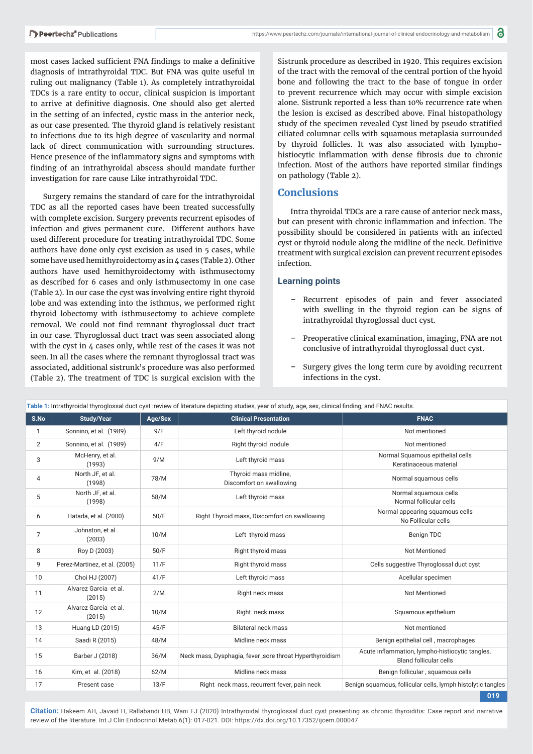most cases lacked sufficient FNA findings to make a definitive diagnosis of intrathyroidal TDC. But FNA was quite useful in ruling out malignancy (Table 1). As completely intrathyroidal TDCs is a rare entity to occur, clinical suspicion is important to arrive at definitive diagnosis. One should also get alerted in the setting of an infected, cystic mass in the anterior neck, as our case presented. The thyroid gland is relatively resistant to infections due to its high degree of vascularity and normal lack of direct communication with surrounding structures. Hence presence of the inflammatory signs and symptoms with finding of an intrathyroidal abscess should mandate further investigation for rare cause Like intrathyroidal TDC.

Surgery remains the standard of care for the intrathyroidal TDC as all the reported cases have been treated successfully with complete excision. Surgery prevents recurrent episodes of infection and gives permanent cure. Different authors have used different procedure for treating intrathyroidal TDC. Some authors have done only cyst excision as used in 5 cases, while some have used hemithyroidectomy as in 4 cases (Table 2). Other authors have used hemithyroidectomy with isthmusectomy as described for 6 cases and only isthmusectomy in one case (Table 2). In our case the cyst was involving entire right thyroid lobe and was extending into the isthmus, we performed right thyroid lobectomy with isthmusectomy to achieve complete removal. We could not find remnant thyroglossal duct tract in our case. Thyroglossal duct tract was seen associated along with the cyst in 4 cases only, while rest of the cases it was not seen. In all the cases where the remnant thyroglossal tract was associated, additional sistrunk's procedure was also performed (Table 2). The treatment of TDC is surgical excision with the Sistrunk procedure as described in 1920. This requires excision of the tract with the removal of the central portion of the hyoid bone and following the tract to the base of tongue in order to prevent recurrence which may occur with simple excision alone. Sistrunk reported a less than 10% recurrence rate when the lesion is excised as described above. Final histopathology study of the specimen revealed Cyst lined by pseudo stratified ciliated columnar cells with squamous metaplasia surrounded by thyroid follicles. It was also associated with lympho-histiocytic inflammation with dense fibrosis due to chronic infection. Most of the authors have reported similar findings on pathology (Table 2).

## Conclusions

Intra thyroidal TDCs are a rare cause of anterior neck mass, but can present with chronic inflammation and infection. The possibility should be considered in patients with an infected cyst or thyroid nodule along the midline of the neck. Definitive treatment with surgical excision can prevent recurrent episodes infection.

### Learning points

- Recurrent episodes of pain and fever associated with swelling in the thyroid region can be signs of intrathyroidal thyroglossal duct cyst.
- Preoperative clinical examination, imaging, FNA are not conclusive of intrathyroidal thyroglossal duct cyst.
- Surgery gives the long term cure by avoiding recurrent infections in the cyst.

**Table 1:** Intrathyroidal thyroglossal duct cyst :review of literature depicting studies, year of study, age, sex, clinical finding, and FNAC results.

| S.No | Study/Year | Age/Sex | Clinical Presentation | FNAC |
|---|---|---|---|---|
| 1 | Sonnino, et al. (1989) | 9/F | Left thyroid nodule | Not mentioned |
| 2 | Sonnino, et al. (1989) | 4/F | Right thyroid nodule | Not mentioned |
| 3 | McHenry, et al. (1993) | 9/M | Left thyroid mass | Normal Squamous epithelial cells Keratinaceous material |
| 4 | North JF, et al. (1998) | 78/M | Thyroid mass midline, Discomfort on swallowing | Normal squamous cells |
| 5 | North JF, et al. (1998) | 58/M | Left thyroid mass | Normal squamous cells Normal follicular cells |
| 6 | Hatada, et al. (2000) | 50/F | Right Thyroid mass, Discomfort on swallowing | Normal appearing squamous cells No Follicular cells |
| 7 | Johnston, et al. (2003) | 10/M | Left thyroid mass | Benign TDC |
| 8 | Roy D (2003) | 50/F | Right thyroid mass | Not Mentioned |
| 9 | Perez-Martinez, et al. (2005) | 11/F | Right thyroid mass | Cells suggestive Thyroglossal duct cyst |
| 10 | Choi HJ (2007) | 41/F | Left thyroid mass | Acellular specimen |
| 11 | Alvarez Garcia et al. (2015) | 2/M | Right neck mass | Not Mentioned |
| 12 | Alvarez Garcia et al. (2015) | 10/M | Right neck mass | Squamous epithelium |
| 13 | Huang LD (2015) | 45/F | Bilateral neck mass | Not mentioned |
| 14 | Saadi R (2015) | 48/M | Midline neck mass | Benign epithelial cell , macrophages |
| 15 | Barber J (2018) | 36/M | Neck mass, Dysphagia, fever ,sore throat Hyperthyroidism | Acute inflammation, lympho-histiocytic tangles, Bland follicular cells |
| 16 | Kim, et al. (2018) | 62/M | Midline neck mass | Benign follicular , squamous cells |
| 17 | Present case | 13/F | Right neck mass, recurrent fever, pain neck | Benign squamous, follicular cells, lymph histolytic tangles |

**Citation:** Hakeem AH, Javaid H, Rallabandi HB, Wani FJ (2020) Intrathyroidal thyroglossal duct cyst presenting as chronic thyroiditis: Case report and narrative review of the literature. Int J Clin Endocrinol Metab 6(1): 017-021. DOI: https://dx.doi.org/10.17352/ijcem.000047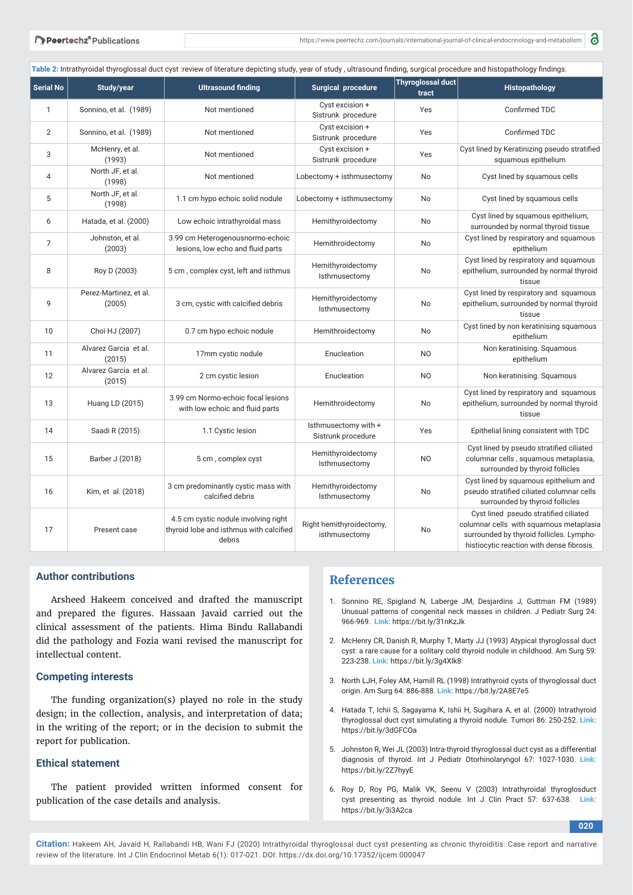**Table 2:** Intrathyroidal thyroglossal duct cyst :review of literature depicting study, year of study , ultrasound finding, surgical procedure and histopathology findings.

| Serial No | Study/year | Ultrasound finding | Surgical procedure | Thyroglossal duct tract | Histopathology |
|---|---|---|---|---|---|
| 1 | Sonnino, et al. (1989) | Not mentioned | Cyst excision + Sistrunk procedure | Yes | Confirmed TDC |
| 2 | Sonnino, et al. (1989) | Not mentioned | Cyst excision + Sistrunk procedure | Yes | Confirmed TDC |
| 3 | McHenry, et al. (1993) | Not mentioned | Cyst excision + Sistrunk procedure | Yes | Cyst lined by Keratinizing pseudo stratified squamous epithelium |
| 4 | North JF, et al. (1998) | Not mentioned | Lobectomy + isthmusectomy | No | Cyst lined by squamous cells |
| 5 | North JF, et al. (1998) | 1.1 cm hypo echoic solid nodule | Lobectomy + isthmusectomy | No | Cyst lined by squamous cells |
| 6 | Hatada, et al. (2000) | Low echoic intrathyroidal mass | Hemithyroidectomy | No | Cyst lined by squamous epithelium, surrounded by normal thyroid tissue |
| 7 | Johnston, et al. (2003) | 3.99 cm Heterogenousnormo-echoic lesions, low echo and fluid parts | Hemithroidectomy | No | Cyst lined by respiratory and squamous epithelium |
| 8 | Roy D (2003) | 5 cm , complex cyst, left and isthmus | Hemithyroidectomy Isthmusectomy | No | Cyst lined by respiratory and squamous epithelium, surrounded by normal thyroid tissue |
| 9 | Perez-Martinez, et al. (2005) | 3 cm, cystic with calcified debris | Hemithyroidectomy Isthmusectomy | No | Cyst lined by respiratory and squamous epithelium, surrounded by normal thyroid tissue |
| 10 | Choi HJ (2007) | 0.7 cm hypo echoic nodule | Hemithroidectomy | No | Cyst lined by non keratinising squamous epithelium |
| 11 | Alvarez Garcia et al. (2015) | 17mm cystic nodule | Enucleation | NO | Non keratinising. Squamous epithelium |
| 12 | Alvarez Garcia et al. (2015) | 2 cm cystic lesion | Enucleation | NO | Non keratinising. Squamous |
| 13 | Huang LD (2015) | 3.99 cm Normo-echoic focal lesions with low echoic and fluid parts | Hemithroidectomy | No | Cyst lined by respiratory and squamous epithelium, surrounded by normal thyroid tissue |
| 14 | Saadi R (2015) | 1.1 Cystic lesion | Isthmusectomy with + Sistrunk procedure | Yes | Epithelial lining consistent with TDC |
| 15 | Barber J (2018) | 5 cm , complex cyst | Hemithyroidectomy Isthmusectomy | NO | Cyst lined by pseudo stratified ciliated columnar cells , squamous metaplasia, surrounded by thyroid follicles |
| 16 | Kim, et al. (2018) | 3 cm predominantly cystic mass with calcified debris | Hemithyroidectomy Isthmusectomy | No | Cyst lined by squamous epithelium and pseudo stratified ciliated columnar cells surrounded by thyroid follicles |
| 17 | Present case | 4.5 cm cystic nodule involving right thyroid lobe and isthmus with calcified debris | Right hemithyroidectomy, isthmusectomy | No | Cyst lined pseudo stratified ciliated columnar cells with squamous metaplasia surrounded by thyroid follicles. Lympho-histiocytic reaction with dense fibrosis. |

## Author contributions

Arsheed Hakeem conceived and drafted the manuscript and prepared the figures. Hassaan Javaid carried out the clinical assessment of the patients. Hima Bindu Rallabandi did the pathology and Fozia wani revised the manuscript for intellectual content.

## Competing interests

The funding organization(s) played no role in the study design; in the collection, analysis, and interpretation of data; in the writing of the report; or in the decision to submit the report for publication.

## Ethical statement

The patient provided written informed consent for publication of the case details and analysis.

## References

1. Sonnino RE, Spigland N, Laberge JM, Desjardins J, Guttman FM (1989) Unusual patterns of congenital neck masses in children. J Pediatr Surg 24: 966-969. **Link:** https://bit.ly/31nKzJk
2. McHenry CR, Danish R, Murphy T, Marty JJ (1993) Atypical thyroglossal duct cyst: a rare cause for a solitary cold thyroid nodule in childhood. Am Surg 59: 223-238. **Link:** https://bit.ly/3g4XIk8
3. North LJH, Foley AM, Hamill RL (1998) Intrathyroid cysts of thyroglossal duct origin. Am Surg 64: 886-888. **Link:** https://bit.ly/2A8E7e5
4. Hatada T, Ichii S, Sagayama K, Ishii H, Sugihara A, et al. (2000) Intrathyroid thyroglossal duct cyst simulating a thyroid nodule. Tumori 86: 250-252. **Link:** https://bit.ly/3dGFCOa
5. Johnston R, Wei JL (2003) Intra-thyroid thyroglossal duct cyst as a differential diagnosis of thyroid. Int J Pediatr Otorhinolaryngol 67: 1027-1030. **Link:** https://bit.ly/2Z7hyyE
6. Roy D, Roy PG, Malik VK, Seenu V (2003) Intrathyroidal thyroglosduct cyst presenting as thyroid nodule. Int J Clin Pract 57: 637-638. **Link:** https://bit.ly/3i3A2ca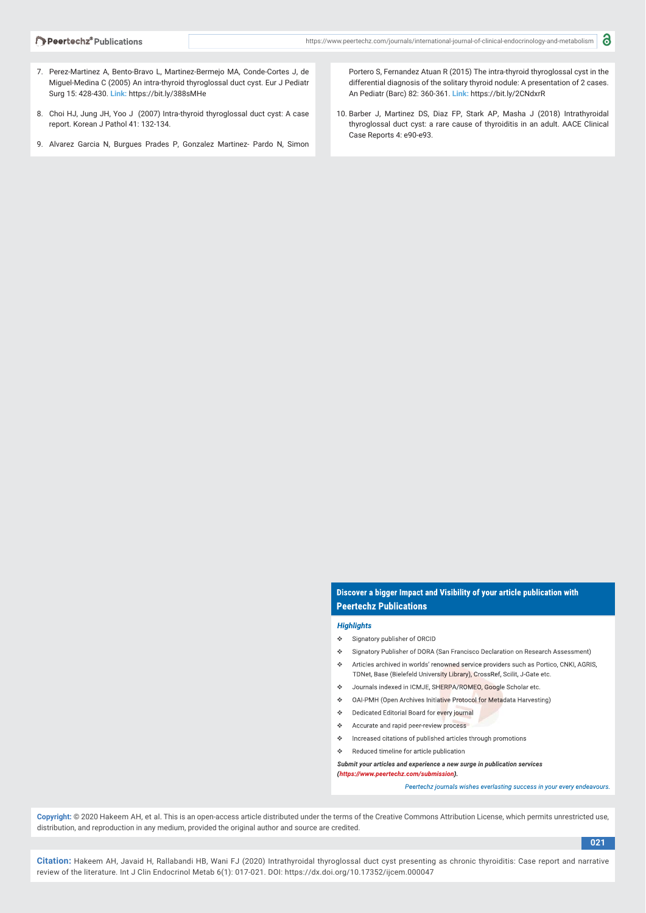7. Perez-Martinez A, Bento-Bravo L, Martinez-Bermejo MA, Conde-Cortes J, de Miguel-Medina C (2005) An intra-thyroid thyroglossal duct cyst. Eur J Pediatr Surg 15: 428-430. **Link:** https://bit.ly/388sMHe

8. Choi HJ, Jung JH, Yoo J (2007) Intra-thyroid thyroglossal duct cyst: A case report. Korean J Pathol 41: 132-134.

9. Alvarez Garcia N, Burgues Prades P, Gonzalez Martinez- Pardo N, Simon Portero S, Fernandez Atuan R (2015) The intra-thyroid thyroglossal cyst in the differential diagnosis of the solitary thyroid nodule: A presentation of 2 cases. An Pediatr (Barc) 82: 360-361. **Link:** https://bit.ly/2CNdxrR

10. Barber J, Martinez DS, Diaz FP, Stark AP, Masha J (2018) Intrathyroidal thyroglossal duct cyst: a rare cause of thyroiditis in an adult. AACE Clinical Case Reports 4: e90-e93.

**Discover a bigger Impact and Visibility of your article publication with Peertechz Publications**

***Highlights***

- Signatory publisher of ORCID
- Signatory Publisher of DORA (San Francisco Declaration on Research Assessment)
- Articles archived in worlds' renowned service providers such as Portico, CNKI, AGRIS, TDNet, Base (Bielefeld University Library), CrossRef, Scilit, J-Gate etc.
- Journals indexed in ICMJE, SHERPA/ROMEO, Google Scholar etc.
- OAI-PMH (Open Archives Initiative Protocol for Metadata Harvesting)
- Dedicated Editorial Board for every journal
- Accurate and rapid peer-review process
- Increased citations of published articles through promotions
- Reduced timeline for article publication

***Submit your articles and experience a new surge in publication services (https://www.peertechz.com/submission).***

*Peertechz journals wishes everlasting success in your every endeavours.*

**Copyright:** © 2020 Hakeem AH, et al. This is an open-access article distributed under the terms of the Creative Commons Attribution License, which permits unrestricted use, distribution, and reproduction in any medium, provided the original author and source are credited.

**Citation:** Hakeem AH, Javaid H, Rallabandi HB, Wani FJ (2020) Intrathyroidal thyroglossal duct cyst presenting as chronic thyroiditis: Case report and narrative review of the literature. Int J Clin Endocrinol Metab 6(1): 017-021. DOI: https://dx.doi.org/10.17352/ijcem.000047